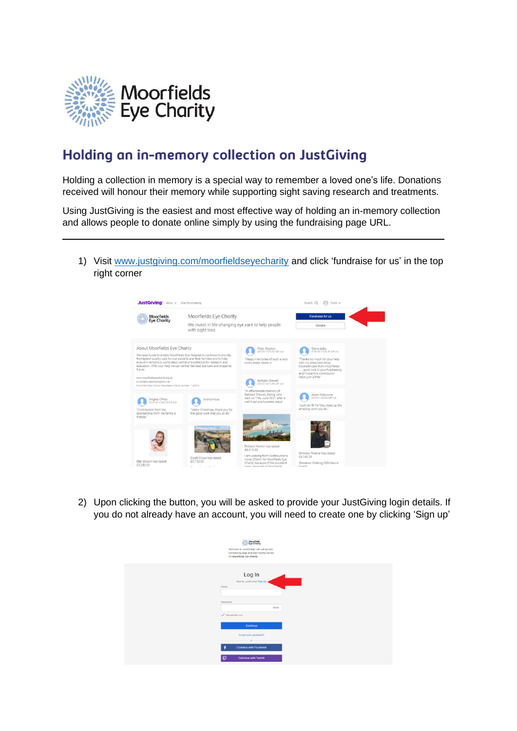# Moorfields Eye Charity

## Holding an in-memory collection on JustGiving

Holding a collection in memory is a special way to remember a loved one's life. Donations received will honour their memory while supporting sight saving research and treatments.

Using JustGiving is the easiest and most effective way of holding an in-memory collection and allows people to donate online simply by using the fundraising page URL.

---

1) Visit [www.justgiving.com/moorfieldseyecharity](http://www.justgiving.com/moorfieldseyecharity) and click 'fundraise for us' in the top right corner

2) Upon clicking the button, you will be asked to provide your JustGiving login details. If you do not already have an account, you will need to create one by clicking 'Sign up'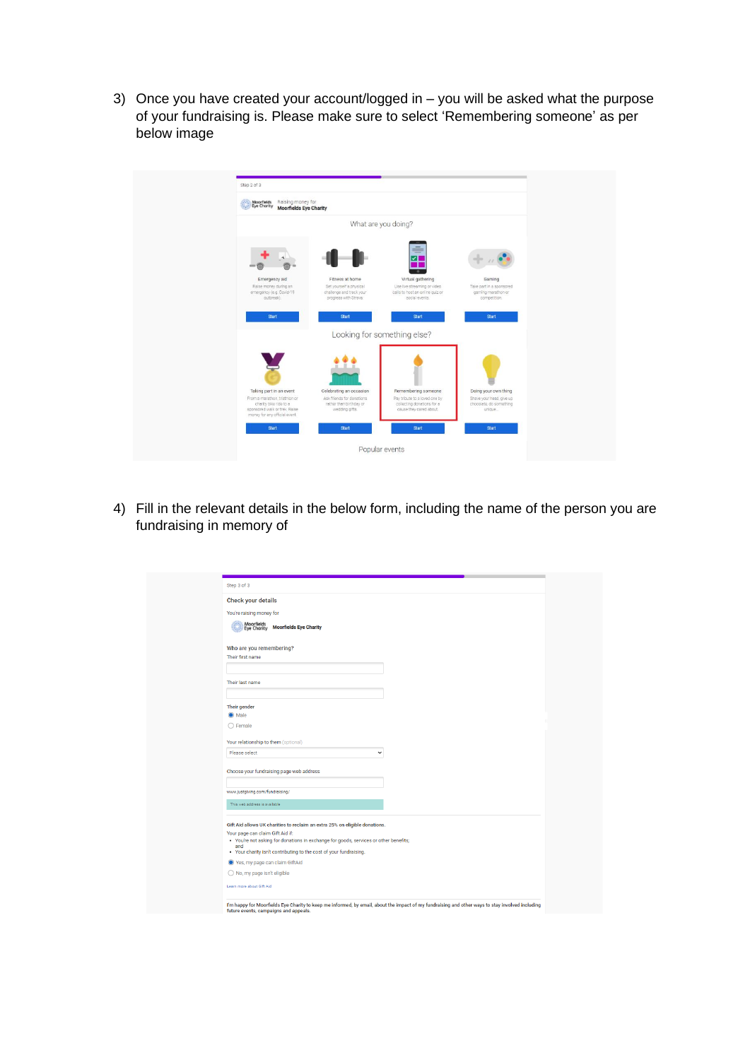3) Once you have created your account/logged in – you will be asked what the purpose of your fundraising is. Please make sure to select 'Remembering someone' as per below image

4) Fill in the relevant details in the below form, including the name of the person you are fundraising in memory of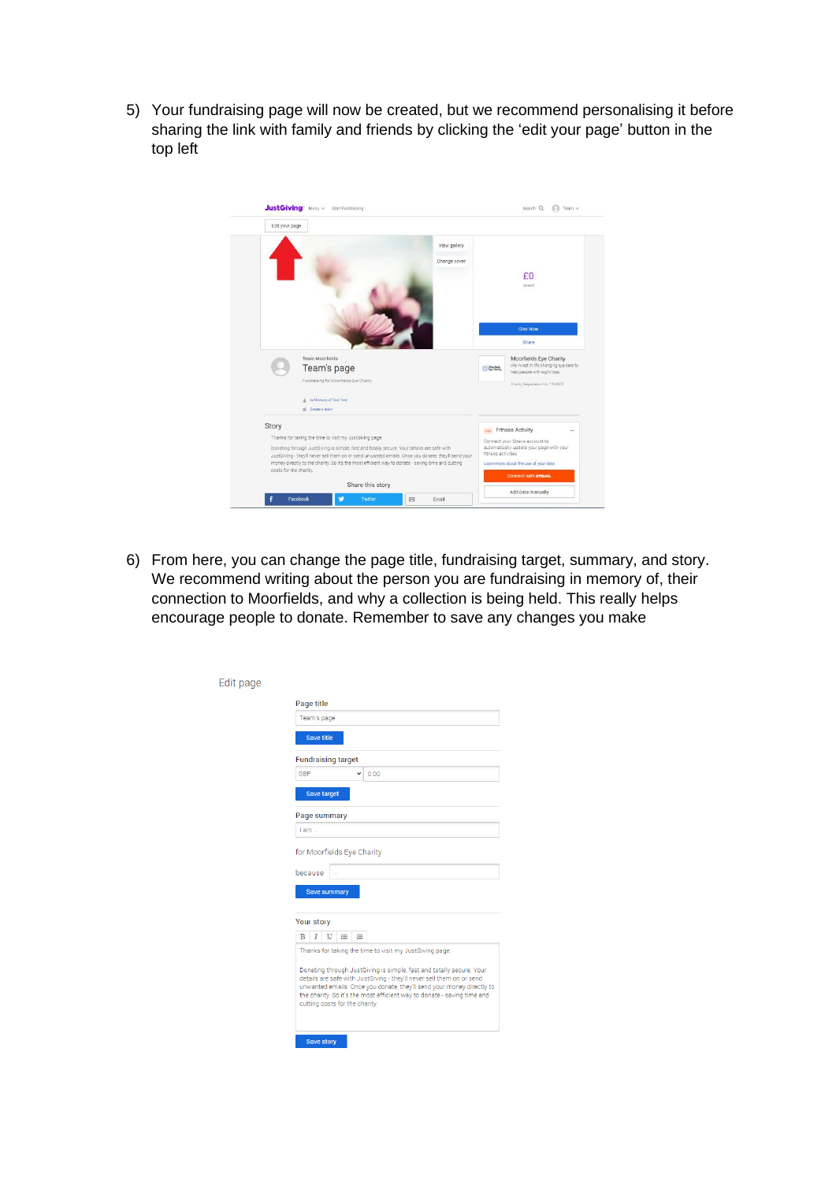5) Your fundraising page will now be created, but we recommend personalising it before sharing the link with family and friends by clicking the 'edit your page' button in the top left

6) From here, you can change the page title, fundraising target, summary, and story. We recommend writing about the person you are fundraising in memory of, their connection to Moorfields, and why a collection is being held. This really helps encourage people to donate. Remember to save any changes you make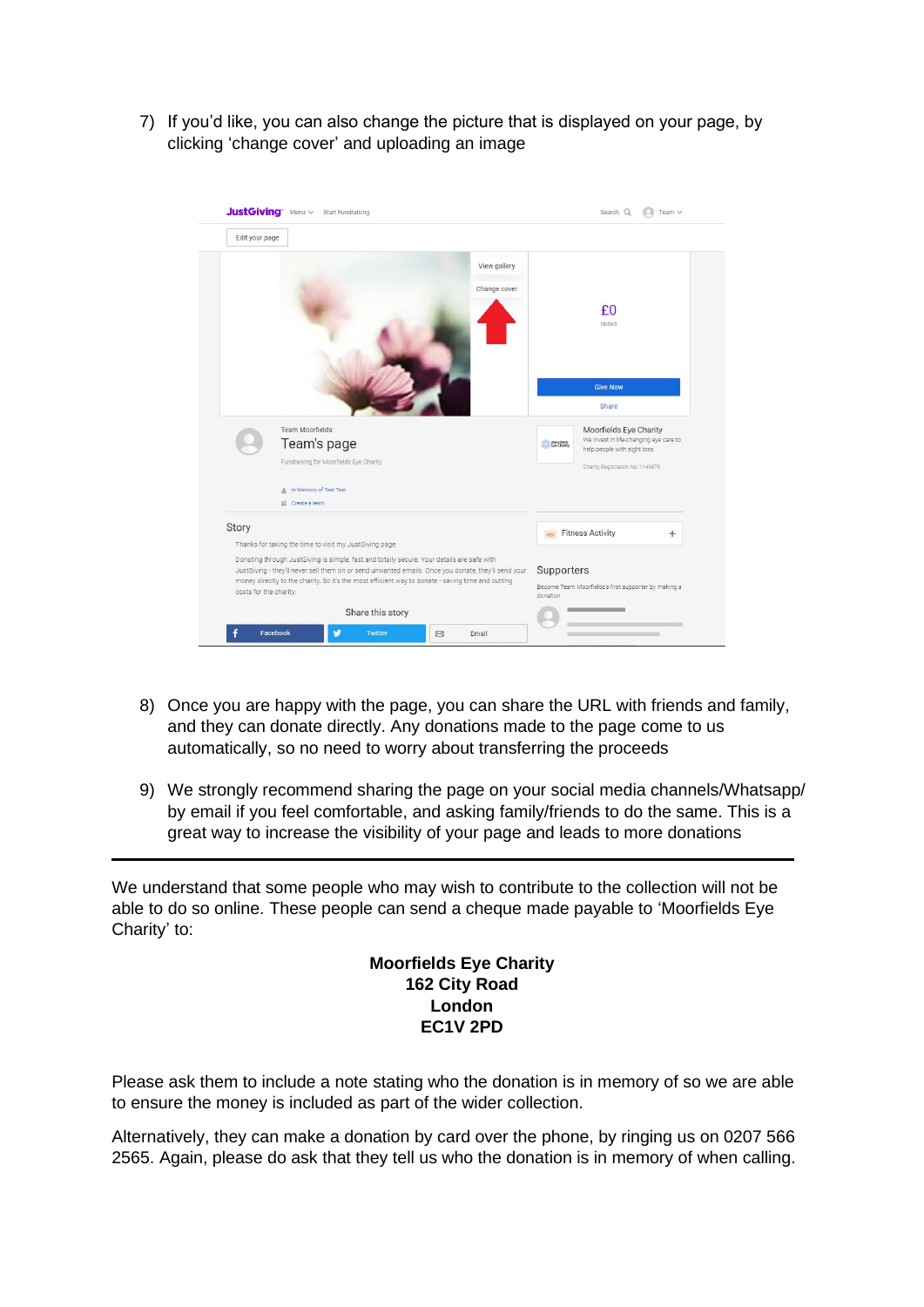7) If you'd like, you can also change the picture that is displayed on your page, by clicking 'change cover' and uploading an image

8) Once you are happy with the page, you can share the URL with friends and family, and they can donate directly. Any donations made to the page come to us automatically, so no need to worry about transferring the proceeds

9) We strongly recommend sharing the page on your social media channels/Whatsapp/ by email if you feel comfortable, and asking family/friends to do the same. This is a great way to increase the visibility of your page and leads to more donations

---

We understand that some people who may wish to contribute to the collection will not be able to do so online. These people can send a cheque made payable to 'Moorfields Eye Charity' to:

**Moorfields Eye Charity**
**162 City Road**
**London**
**EC1V 2PD**

Please ask them to include a note stating who the donation is in memory of so we are able to ensure the money is included as part of the wider collection.

Alternatively, they can make a donation by card over the phone, by ringing us on 0207 566 2565. Again, please do ask that they tell us who the donation is in memory of when calling.